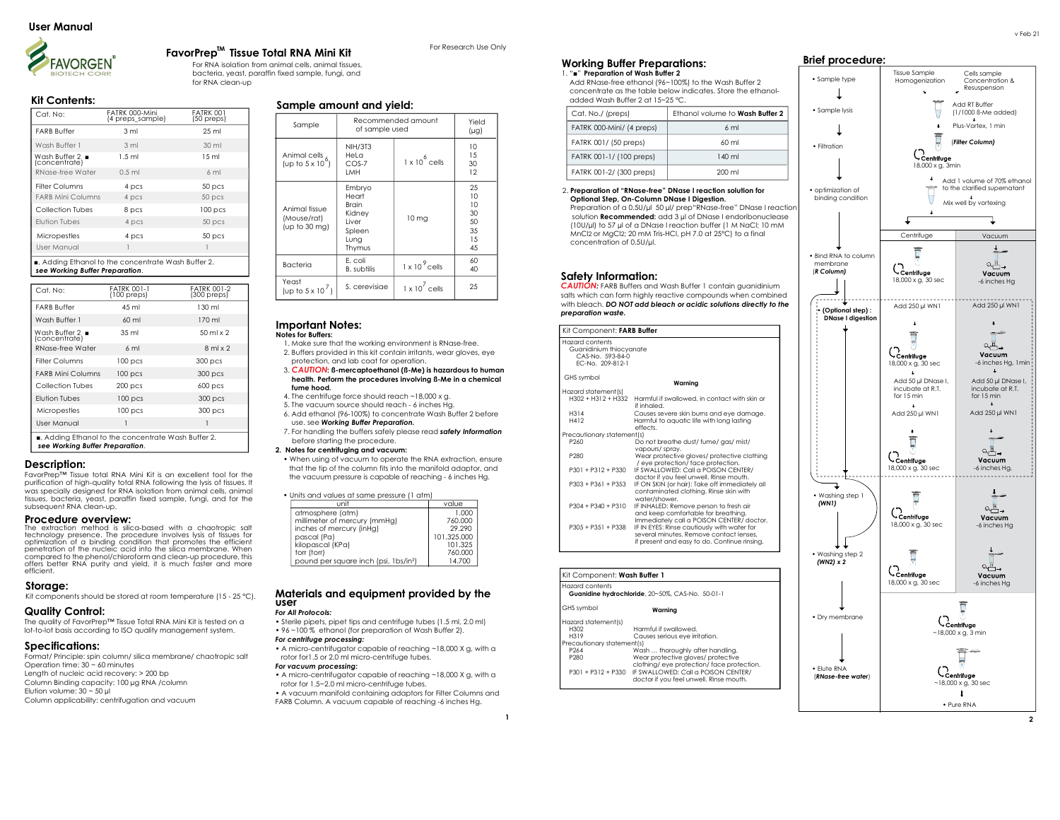# User Manual

## FavorPrep™ Tissue Total RNA Mini Kit

For RNA isolation from animal cells, animal tissues, bacteria, yeast, paraffin fixed sample, fungi, and for RNA clean-up

For Research Use Only

v Feb 21

## Kit Contents:

| Cat. No: | FATRK 000-Mini (4 preps_sample) | FATRK 001 (50 preps) |
|---|---|---|
| FARB Buffer | 3 ml | 25 ml |
| Wash Buffer 1 | 3 ml | 30 ml |
| Wash Buffer 2 ■ (concentrate) | 1.5 ml | 15 ml |
| RNase-free Water | 0.5 ml | 6 ml |
| Filter Columns | 4 pcs | 50 pcs |
| FARB Mini Columns | 4 pcs | 50 pcs |
| Collection Tubes | 8 pcs | 100 pcs |
| Elution Tubes | 4 pcs | 50 pcs |
| Micropestles | 4 pcs | 50 pcs |
| User Manual | 1 | 1 |

■. Adding Ethanol to the concentrate Wash Buffer 2. *see Working Buffer Preparation*.

| Cat. No: | FATRK 001-1 (100 preps) | FATRK 001-2 (300 preps) |
|---|---|---|
| FARB Buffer | 45 ml | 130 ml |
| Wash Buffer 1 | 60 ml | 170 ml |
| Wash Buffer 2 ■ (concentrate) | 35 ml | 50 ml x 2 |
| RNase-free Water | 6 ml | 8 ml x 2 |
| Filter Columns | 100 pcs | 300 pcs |
| FARB Mini Columns | 100 pcs | 300 pcs |
| Collection Tubes | 200 pcs | 600 pcs |
| Elution Tubes | 100 pcs | 300 pcs |
| Micropestles | 100 pcs | 300 pcs |
| User Manual | 1 | 1 |

■. Adding Ethanol to the concentrate Wash Buffer 2. *see Working Buffer Preparation*.

## Description:

FavorPrep™ Tissue total RNA Mini Kit is an excellent tool for the purification of high-quality total RNA following the lysis of tissues. It was specially designed for RNA isolation from animal cells, animal tissues, bacteria, yeast, paraffin fixed sample, fungi, and for the subsequent RNA clean-up.

## Procedure overview:

The extraction method is silica-based with a chaotropic salt technology presence. The procedure involves lysis of tissues for optimization of a binding condition that promotes the efficient penetration of the nucleic acid into the silica membrane. When compared to the phenol/chloroform and clean-up procedure, this offers better RNA purity and yield, it is much faster and more efficient.

## Storage:

Kit components should be stored at room temperature (15 - 25 °C).

## Quality Control:

The quality of FavorPrep™ Tissue Total RNA Mini Kit is tested on a lot-to-lot basis according to ISO quality management system.

## Specifications:

Format/ Principle: spin column/ silica membrane/ chaotropic salt
Operation time: 30 ~ 60 minutes
Length of nucleic acid recovery: > 200 bp
Column Binding capacity: 100 µg RNA /column
Elution volume: 30 ~ 50 µl
Column applicability: centrifugation and vacuum

## Sample amount and yield:

| Sample | | Recommended amount of sample used | Yield (µg) |
|---|---|---|---|
| Animal cells (up to $5 \times 10^6$) | NIH/3T3<br>HeLa<br>COS-7<br>LMH | $1 \times 10^6$ cells | 10<br>15<br>30<br>12 |
| Animal tissue (Mouse/rat) (up to 30 mg) | Embryo<br>Heart<br>Brain<br>Kidney<br>Liver<br>Spleen<br>Lung<br>Thymus | 10 mg | 25<br>10<br>10<br>30<br>50<br>35<br>15<br>45 |
| Bacteria | E. coli<br>B. subtilis | $1 \times 10^9$ cells | 60<br>40 |
| Yeast (up to $5 \times 10^7$) | S. cerevisiae | $1 \times 10^7$ cells | 25 |

## Important Notes:

**Notes for Buffers:**

1. Make sure that the working environment is RNase-free.
2. Buffers provided in this kit contain irritants, wear gloves, eye protection, and lab coat for operation.
3. ***CAUTION*: ß-mercaptoethanol (ß-Me) is hazardous to human health. Perform the procedures involving ß-Me in a chemical fume hood.**
4. The centrifuge force should reach ~18,000 x g.
5. The vacuum source should reach - 6 inches Hg.
6. Add ethanol (96-100%) to concentrate Wash Buffer 2 before use. see ***Working Buffer Preparation.***
7. For handling the buffers safely please read ***safety information*** before starting the procedure.

**2. Notes for centrifuging and vacuum:**

- When using of vacuum to operate the RNA extraction, ensure that the tip of the column fits into the manifold adaptor, and the vacuum pressure is capable of reaching - 6 inches Hg.

- Units and values at same pressure (1 atm)

| unit | value |
|---|---|
| atmosphere (atm) | 1.000 |
| millimeter of mercury (mmHg) | 760.000 |
| inches of mercury (inHg) | 29.290 |
| pascal (Pa) | 101,325.000 |
| kilopascal (KPa) | 101.325 |
| torr (torr) | 760.000 |
| pound per square inch (psi, lbs/in²) | 14.700 |

## Materials and equipment provided by the user

***For All Protocols:***

- Sterile pipets, pipet tips and centrifuge tubes (1.5 ml, 2.0 ml)
- 96 ~100 % ethanol (for preparation of Wash Buffer 2).

***For centrifuge processing:***

- A micro-centrifugator capable of reaching ~18,000 X g, with a rotor for1.5 or 2.0 ml micro-centrifuge tubes.

***For vacuum processing:***

- A micro-centrifugator capable of reaching ~18,000 X g, with a rotor for 1.5~2.0 ml micro-centrifuge tubes.
- A vacuum manifold containing adaptors for Filter Columns and FARB Column. A vacuum capable of reaching -6 inches Hg.

## Working Buffer Preparations:

1. "■" **Preparation of Wash Buffer 2**

   Add RNase-free ethanol (96~100%) to the Wash Buffer 2 concentrate as the table below indicates. Store the ethanol-added Wash Buffer 2 at 15~25 ºC.

| Cat. No./ (preps) | Ethanol volume to **Wash Buffer 2** |
|---|---|
| FATRK 000-Mini/ (4 preps) | 6 ml |
| FATRK 001/ (50 preps) | 60 ml |
| FATRK 001-1/ (100 preps) | 140 ml |
| FATRK 001-2/ (300 preps) | 200 ml |

2. **Preparation of "RNase-free" DNase I reaction solution for Optional Step, On-Column DNase I Digestion.**

   Preparation of a 0.5U/µl 50 µl/ prep"RNase-free" DNase I reaction solution **Recommended:** add 3 µl of DNase I endoribonuclease (10U/µl) to 57 µl of a DNase I reaction buffer (1 M NaCl; 10 mM MnCl2 or MgCl2; 20 mM Tris-HCl, pH 7.0 at 25ºC) to a final concentration of 0.5U/µl.

## Safety Information:

***CAUTION:*** FARB Buffers and Wash Buffer 1 contain guanidinium salts which can form highly reactive compounds when combined with bleach. ***DO NOT add bleach or acidic solutions directly to the preparation waste.***

**Kit Component: FARB Buffer**

| | |
|---|---|
| Hazard contents | Guanidinium thiocyanate<br>CAS-No. 593-84-0<br>EC-No. 209-812-1 |
| GHS symbol | **Warning** |
| **Hazard statement(s)** | |
| H302 + H312 + H332 | Harmful if swallowed, in contact with skin or if inhaled. |
| H314 | Causes severe skin burns and eye damage. |
| H412 | Harmful to aquatic life with long lasting effects. |
| **Precautionary statement(s)** | |
| P260 | Do not breathe dust/ fume/ gas/ mist/ vapours/ spray. |
| P280 | Wear protective gloves/ protective clothing / eye protection/ face protection. |
| P301 + P312 + P330 | IF SWALLOWED: Call a POISON CENTER/ doctor if you feel unwell. Rinse mouth. |
| P303 + P361 + P353 | IF ON SKIN (or hair): Take off immediately all contaminated clothing. Rinse skin with water/shower. |
| P304 + P340 + P310 | IF INHALED: Remove person to fresh air and keep comfortable for breathing. Immediately call a POISON CENTER/ doctor. |
| P305 + P351 + P338 | IF IN EYES: Rinse cautiously with water for several minutes. Remove contact lenses, if present and easy to do. Continue rinsing. |

**Kit Component: Wash Buffer 1**

| | |
|---|---|
| Hazard contents | **Guanidine hydrochloride**, 20~50%, CAS-No. 50-01-1 |
| GHS symbol | **Warning** |
| **Hazard statement(s)** | |
| H302 | Harmful if swallowed. |
| H319 | Causes serious eye irritation. |
| **Precautionary statement(s)** | |
| P264 | Wash ... thoroughly after handling. |
| P280 | Wear protective gloves/ protective clothing/ eye protection/ face protection. |
| P301 + P312 + P330 | IF SWALLOWED: Call a POISON CENTER/ doctor if you feel unwell. Rinse mouth. |

## Brief procedure:

| Step | Tissue Sample / Cells sample (Centrifuge) | Vacuum |
|---|---|---|
| Sample type | Tissue Sample: Homogenization; Cells sample: Concentration & Resuspension | |
| Sample lysis | Add RT Buffer (1/1000 ß-Me added); Plus-Vortex, 1 min | |
| Filtration | (*Filter Column*) Centrifuge 18,000 x g, 3min | |
| optimization of binding condition | Add 1 volume of 70% ethanol to the clarified supernatant; Mix well by vortexing | |
| Bind RNA to column membrane (*R Column*) | Centrifuge 18,000 x g, 30 sec | Vacuum -6 inches Hg |
| (Optional step) : DNase I digestion | Add 250 µl WN1; Centrifuge 18,000 x g, 30 sec; Add 50 µl DNase I, incubate at R.T. for 15 min; Add 250 µl WN1; Centrifuge 18,000 x g, 30 sec | Add 250 µl WN1; Vacuum -6 inches Hg, 1min; Add 50 µl DNase I, incubate at R.T. for 15 min; Add 250 µl WN1; Vacuum -6 inches Hg. |
| Washing step 1 (*WN1*) | Centrifuge 18,000 x g, 30 sec | Vacuum -6 inches Hg |
| Washing step 2 (*WN2*) x 2 | Centrifuge 18,000 x g, 30 sec | Vacuum -6 inches Hg |
| Dry membrane | Centrifuge ~18,000 x g, 3 min | |
| Elute RNA (*RNase-free water*) | Centrifuge ~18,000 x g, 30 sec | |
| | • Pure RNA | |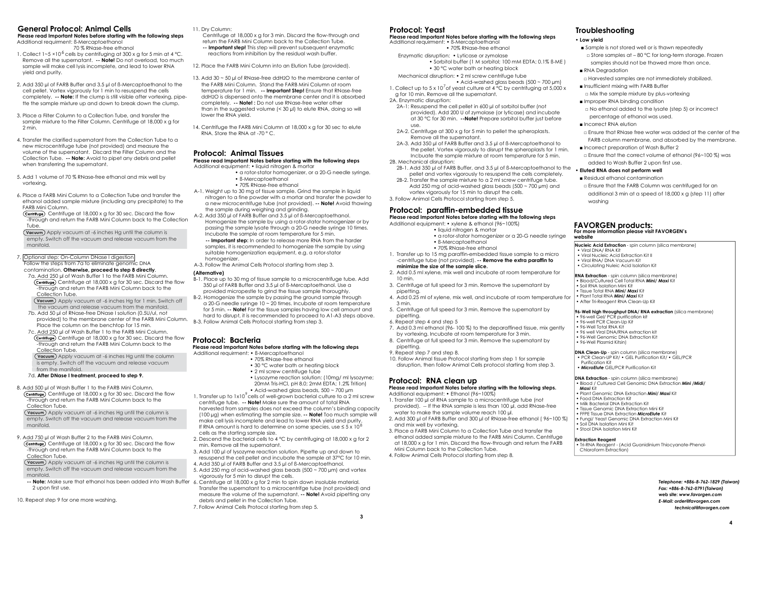## General Protocol: Animal Cells

**Please read Important Notes before starting with the following steps**

Additional requirment: ß-Mercaptoethanol
70 % RNase-free ethanol

1. Collect 1~5 ×$10^6$ cells by centrifuging at 300 x g for 5 min at 4 ºC. Remove all the supernatant. **-- Note!** Do not overload, too much sample will make cell lysis incomplete, and lead to lower RNA yield and purity.

2. Add 350 µl of FARB Buffer and 3.5 µl of ß-Mercaptoethanol to the cell pellet. Vortex vigorously for 1 min to resuspend the cells completely. **-- Note:** If the clump is still visible after vortexing, pipette the sample mixture up and down to break down the clump.

3. Place a Filter Column to a Collection Tube, and transfer the sample mixture to the Filter Column. Centrifuge at 18,000 x g for 2 min.

4. Transfer the clarified supernatant from the Collection Tube to a new microcentrifuge tube (not provided) and measure the volume of the supernatant. Discard the Filter Column and the Collection Tube. **-- Note:** Avoid to pipet any debris and pellet when transferring the supernatant.

5. Add 1 volume of 70 % RNase-free ethanol and mix well by vortexing.

6. Place a FARB Mini Column to a Collection Tube and transfer the ethanol added sample mixture (including any precipitate) to the FARB Mini Column.
   (Centrifuge) Centrifuge at 18,000 x g for 30 sec. Discard the flow -through and return the FARB Mini Column back to the Collection Tube.
   (Vacuum) Apply vacuum at -6 inches Hg until the column is empty. Switch off the vacuum and release vacuum from the manifold.

7. Optional step: On-Column DNase I digestion
   Follow the steps from 7a to eliminate genomic DNA contamination. **Otherwise, proceed to step 8 directly**.
   7a. Add 250 µl of Wash Buffer 1 to the FARB Mini Column.
   (Centrifuge) Centrifuge at 18,000 x g for 30 sec. Discard the flow -through and return the FARB Mini Column back to the Collection Tube.
   (Vacuum) Apply vacuum at -6 inches Hg for 1 min. Switch off the vacuum and release vacuum from the manifold.
   7b. Add 50 µl of RNase-free DNase I solution (0.5U/ul, not provided) to the membrane center of the FARB Mini Column. Place the column on the benchtop for 15 min.
   7c. Add 250 µl of Wash Buffer 1 to the FARB Mini Column.
   (Centrifuge) Centrifuge at 18,000 x g for 30 sec. Discard the flow -through and return the FARB Mini Column back to the Collection Tube.
   (Vacuum) Apply vacuum at -6 inches Hg until the column is empty. Switch off the vacuum and release vacuum from the manifold.
   7d. **After DNase I treatment, proceed to step 9.**

8. Add 500 µl of Wash Buffer 1 to the FARB Mini Column.
   (Centrifuge) Centrifuge at 18,000 x g for 30 sec. Discard the flow -through and return the FARB Mini Column back to the Collection Tube.
   (Vacuum) Apply vacuum at -6 inches Hg until the column is empty. Switch off the vacuum and release vacuum from the manifold.

9. Add 750 µl of Wash Buffer 2 to the FARB Mini Column.
   (Centrifuge) Centrifuge at 18,000 x g for 30 sec. Discard the flow -through and return the FARB Mini Column back to the Collection Tube.
   (Vacuum) Apply vacuum at -6 inches Hg until the column is empty. Switch off the vacuum and release vacuum from the manifold.
   **-- Note:** Make sure that ethanol has been added into Wash Buffer 2 upon first use.

10. Repeat step 9 for one more washing.

11. Dry Column:
    Centrifuge at 18,000 x g for 3 min. Discard the flow-through and return the FARB Mini Column back to the Collection Tube.
    **-- Important step!** This step will prevent subsequent enzymatic reactions from inhibition by the residual wash buffer.

12. Place the FARB Mini Column into an Elution Tube (provided).

13. Add 30 ~ 50 µl of RNase-free ddH2O to the membrane center of the FARB Mini Column. Stand the FARB Mini Column at room temperature for 1 min. **-- Important Step!** Ensure that RNase-free ddH2O is dispensed onto the membrane center and it is absorbed completely. **-- Note! :** Do not use RNase-free water other than in the suggested volume (< 30 µl) to elute RNA, doing so will lower the RNA yield.

14. Centrifuge the FARB Mini Column at 18,000 x g for 30 sec to elute RNA. Store the RNA at -70 º C.

## Protocol: Animal Tissues

**Please read Important Notes before starting with the following steps**

Additional equipment:
- liquid nitrogen & mortar
- a rotor-stator homogenizer, or a 20-G needle syringe.
- ß-Mercaptoethanol
- 70% RNase-free ethanol

A-1. Weight up to 30 mg of tissue sample. Grind the sample in liquid nitrogen to a fine powder with a mortar and transfer the powder to a new microcentrifuge tube (not provided). **-- Note!** Avoid thawing the sample during weighing and grinding.

A-2. Add 350 µl of FARB Buffer and 3.5 µl of ß-Mercaptoethanol. Homogenize the sample by using a rotor-stator homogenizer or by passing the sample lysate through a 20-G needle syringe 10 times. Incubate the sample at room temperature for 5 min.
**-- Important step:** In order to release more RNA from the harder samples, it is recommended to homogenize the sample by using suitable homogenization equipment, e.g. a rotor-stator homogenizer.

A-3. Follow the Animal Cells Protocol starting from step 3.

**(Alternative)**

B-1. Place up to 30 mg of tissue sample to a microcentrifuge tube. Add 350 µl of FARB Buffer and 3.5 µl of ß-Mercaptoethanol. Use a provided micropestle to grind the tissue sample thoroughly.

B-2. Homogenize the sample by passing the ground sample through a 20-G needle syringe 10 ~ 20 times. Incubate at room temperature for 5 min. **-- Note!** For the tissue samples having low cell amount and hard to disrupt, it is recommended to proceed to A1-A3 steps above.

B-3. Follow Animal Cells Protocol starting from step 3.

## Protocol: Bacteria

**Please read Important Notes before starting with the following steps**

Additional requirment:
- ß-Mercaptoethanol
- 70% RNase-free ethanol
- 30 ºC water bath or heating block
- 2 ml screw centrifuge tube
- Lysozyme reaction solution: (10mg/ ml lysozyme; 20mM Tris-HCl, pH 8.0; 2mM EDTA; 1.2% Trition)
- Acid-washed glass beads, 500 ~ 700 µm

1. Transfer up to 1x$10^9$ cells of well-grown bacterial culture to a 2 ml screw centrifuge tube. **-- Note!** Make sure the amount of total RNA harvested from samples does not exceed the column's binding capacity (100 µg) when estimating the sample size. **-- Note!** Too much sample will make cell lysis incomplete and lead to lower RNA yield and purity. If RNA amount is hard to determine on some species, use ≤ 5 x $10^8$ cells as the starting sample size.
2. Descend the bacterial cells to 4 ºC by centrifuging at 18,000 x g for 2 min. Remove all the supernatant.
3. Add 100 µl of lysozyme reaction solution. Pipette up and down to resuspend the cell pellet and incubate the sample at 37ºC for 10 min.
4. Add 350 µl of FARB Buffer and 3.5 µl of ß-Mercaptoethanol.
5. Add 250 mg of acid-washed glass beads (500 ~ 700 µm) and vortex vigorously for 5 min to disrupt the cells.
6. Centrifuge at 18,000 x g for 2 min to spin down insoluble material. Transfer the supernatant to a microcentrifge tube (not provided) and measure the volume of the supernatant. **-- Note!** Avoid pipetting any debris and pellet in the Collection Tube.
7. Follow Animal Cells Protocol starting from step 5.

## Protocol: Yeast

**Please read Important Notes before starting with the following steps**

Additional requirement:
- ß-Mercaptoethanol
- 70% RNase-free ethanol

Enzymatic disruption:
- Lyticase or zymolase
- Sorbitol buffer (1 M sorbitol; 100 mM EDTA; 0.1% ß-ME )
- 30 ºC water bath or heating block

Mechanical disruption:
- 2 ml screw centrifuge tube
- Acid-washed glass beads (500 ~ 700 µm)

1. Collect up to 5 x $10^7$ of yeast culture at 4 ºC by centrifuging at 5,000 x g for 10 min. Remove all the supernatant.

2A. Enzymatic disruption:
   2A-1: Resuspend the cell pellet in 600 µl of sorbitol buffer (not provided). Add 200 U of zymolase (or lyticase) and incubate at 30 ºC for 30 min. **--Note!** Prepare sorbitol buffer just before use.
   2A-2. Centrifuge at 300 x g for 5 min to pellet the spheroplasts. Remove all the supernatant.
   2A-3. Add 350 µl of FARB Buffer and 3.5 µl of ß-Mercaptoethanol to the pellet. Vortex vigorously to disrupt the spheroplasts for 1 min. Incbuate the sample mixture at room temperature for 5 min.

2B. Mechanical disruption:
   2B-1. Add 350 µl of FARB Buffer, and 3.5 µl of ß-Mercaptoethanol to the pellet and vortex vigorously to resuspend the cells completely.
   2B-2. Transfer the sample mixture to a 2 ml screw centrifuge tube. Add 250 mg of acid-washed glass beads (500 ~ 700 µm) and vortex vigorously for 15 min to disrupt the cells.

3. Follow Animal Cells Protocol starting from step 5.

## Protocol: paraffin-embedded tissue

**Please read Important Notes before starting with the following steps**

Additional equipment:
- xylene & ethanol (96~100%)
- liquid nitrogen & mortar
- a rotor-stator homogenizer or a 20-G needle syringe
- ß-Mercaptoethanol
- 70% RNase-free ethanol

1. Transfer up to 15 mg paraffin-embedded tissue sample to a micro -centrifuge tube (not provided). **-- Remove the extra paraffin to minimize the size of the sample slice.**
2. Add 0.5 ml xylene, mix well and incubate at room temperature for 10 min.
3. Centrifuge at full speed for 3 min. Remove the supernatant by pipetting.
4. Add 0.25 ml of xylene, mix well, and incubate at room temperature for 3 min.
5. Centrifuge at full speed for 3 min. Remove the supernatant by pipetting.
6. Repeat step 4 and step 5
7. Add 0.3 ml ethanol (96- 100 %) to the deparaffined tissue, mix gently by vortexing. Incubate at room temperature for 3 min.
8. Centrifuge at full speed for 3 min. Remove the supernatant by pipetting.
9. Repeat step 7 and step 8.
10. Follow Animal tissue Protocol starting from step 1 for sample disruption, then follow Animal cells protocol starting from step 3.

## Protocol: RNA clean up

**Please read Important Notes before starting with the following steps.**

Additional equipment:
- Ethanol (96~100%)

1. Transfer 100 µl of RNA sample to a microcentrifuge tube (not provided). -- If the RNA sample is less than 100 µl, add RNase-free water to make the sample volume reach 100 µl.
2. Add 300 µl of FARB Buffer and 300 µl of RNase-free ethanol ( 96~100 %) and mix well by vortexing.
3. Place a FARB Mini Column to a Collection Tube and transfer the ethanol added sample mixture to the FARB Mini Column. Centrifuge at 18,000 x g for 1 min. Discard the flow-through and return the FARB Mini Column back to the Collection Tube.
4. Follow Animal Cells Protocol starting from step 8.

## Troubleshooting

- **Low yield**
  - Sample is not stored well or is thawn repeatedly
    - Store samples at – 80 ºC for long-term storage. Frozen samples should not be thawed more than once.
  - RNA Degradation
    - Harvested samples are not immediately stabilized.
  - Insufficient mixing with FARB Buffer
    - Mix the sample mixture by plus-vortexing
  - Improper RNA binding condition
    - No ethanol added to the lysate (step 5) or incorrect percentage of ethanol was used.
  - Incorrect RNA elution
    - Ensure that RNase free water was added at the center of the FARB column membrane, and absorbed by the membrane.
  - Incorrect preparation of Wash Buffer 2
    - Ensure that the correct volume of ethanol (96~100 %) was added to Wash Buffer 2 upon first use.
- **Eluted RNA does not perform well**
  - Residual ethanol contamination
    - Ensure that the FARB Column was centrifuged for an additional 3 min at a speed of 18,000 x g (step 11) after washing

## FAVORGEN products:

**For more information please visit FAVORGEN's website**

**Nucleic Acid Extraction** - spin column (silica membrane)
- Viral DNA/ RNA Kit
- Viral Nucleic Acid Extraction Kit II
- Viral RNA/ DNA Vacuum Kit
- Circulating Nuleic Acid Isolation Kit

**RNA Extraction** - spin column (silica membrane)
- Blood/Cultured Cell Total RNA ***Mini/ Maxi*** Kit
- Soil RNA Isolation Mini Kit
- Tissue Total RNA ***Mini/ Maxi*** Kit
- Plant Total RNA ***Mini/ Maxi*** Kit
- After Tri-Reagent RNA Clean-Up Kit

**96-Well high throughput DNA/ RNA extraction** (silica membrane)
- 96-well Gel/ PCR purification kit
- 96-well PCR Clean-Up Kit
- 96-Well Total RNA Kit
- 96 well Viral DNA/RNA extraction kit
- 96-Well Genomic DNA Extraction Kit
- 96-Well Plasmid Kitsin)

**DNA Clean-Up** - spin column (silica membrane)
- PCR Clean-UP Kit/ • GEL Purification Kit/ • GEL/PCR Purification Kit
- ***MicroElute*** GEL/PCR Purification Kit

**DNA Extraction** - spin column (silica membrane)
- Blood / Cultured Cell Genomic DNA Extraction ***Mini /Midi/ Maxi*** Kit
- Plant Genomic DNA Extraction ***Mini/ Maxi*** Kit
- Food DNA Extraction Kit
- Milk Bacterial DNA Extraction Kit
- Tissue Genomic DNA Extraction Mini Kit
- FFPE Tissue DNA Extraction ***MicroElute*** Kit
- Fungi/ Yeast Genomic DNA Extraction Mini Kit
- Soil DNA Isolation Mini Kit
- Stool DNA Isolation Mini Kit

**Extraction Reagent**
- Tri-RNA Reagent - (Acid Guanidinium Thiocyanate-Phenol-Chloroform Extraction)

***Telephone: +886-8-762-1829 (Taiwan)***
***Fax: +886-8-762-0791(Taiwan)***
***web site: www.favorgen.com***
***E-Mail: order@favorgen.com***
***technical@favorgen.com***